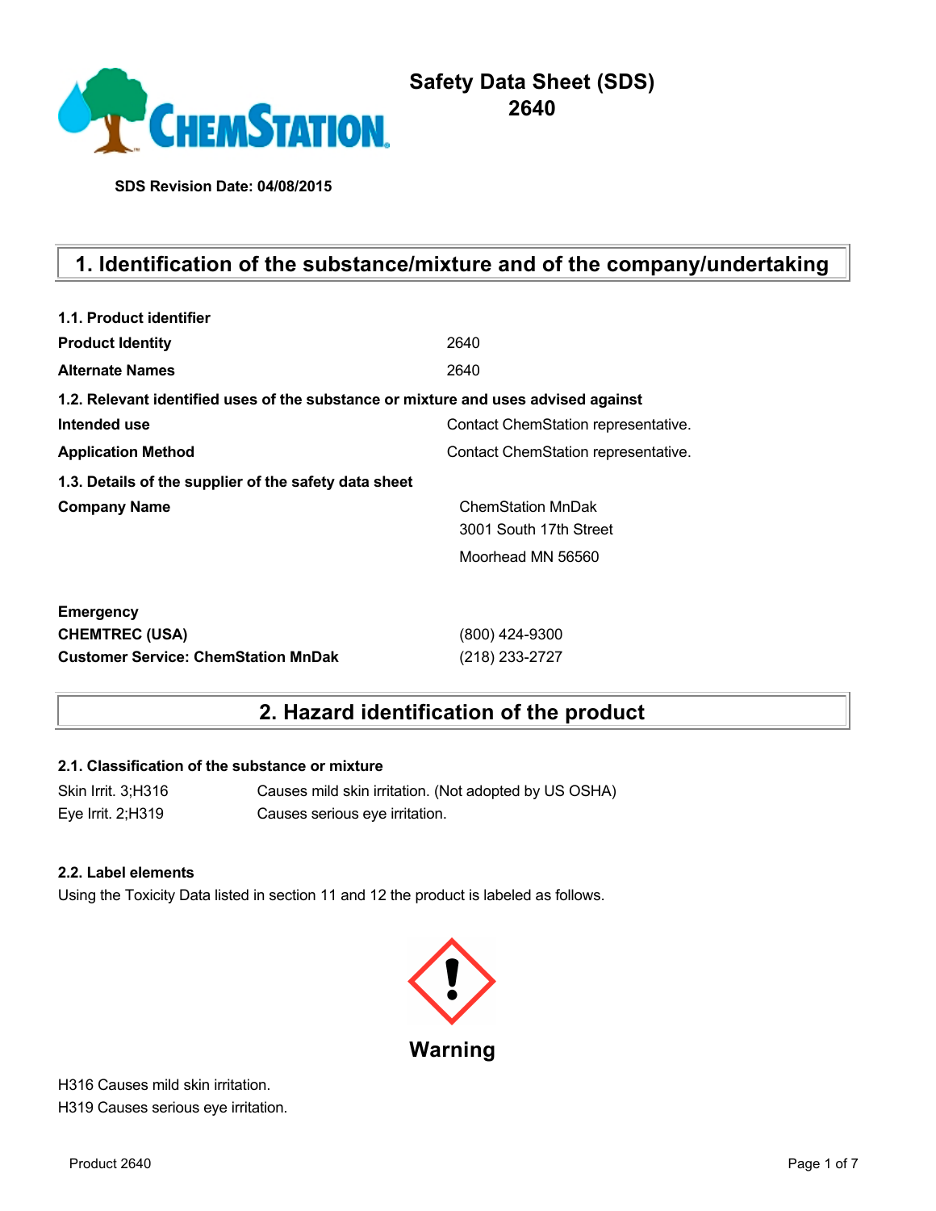# Safety Data Sheet (SDS)
# 2640

**SDS Revision Date: 04/08/2015**

## 1. Identification of the substance/mixture and of the company/undertaking

**1.1. Product identifier**

| | |
|---|---|
| **Product Identity** | 2640 |
| **Alternate Names** | 2640 |

**1.2. Relevant identified uses of the substance or mixture and uses advised against**

| | |
|---|---|
| **Intended use** | Contact ChemStation representative. |
| **Application Method** | Contact ChemStation representative. |

**1.3. Details of the supplier of the safety data sheet**

| | |
|---|---|
| **Company Name** | ChemStation MnDak<br>3001 South 17th Street<br>Moorhead MN 56560 |

**Emergency**

| | |
|---|---|
| **CHEMTREC (USA)** | (800) 424-9300 |
| **Customer Service: ChemStation MnDak** | (218) 233-2727 |

## 2. Hazard identification of the product

**2.1. Classification of the substance or mixture**

| | |
|---|---|
| Skin Irrit. 3;H316 | Causes mild skin irritation. (Not adopted by US OSHA) |
| Eye Irrit. 2;H319 | Causes serious eye irritation. |

**2.2. Label elements**

Using the Toxicity Data listed in section 11 and 12 the product is labeled as follows.

**Warning**

H316 Causes mild skin irritation.
H319 Causes serious eye irritation.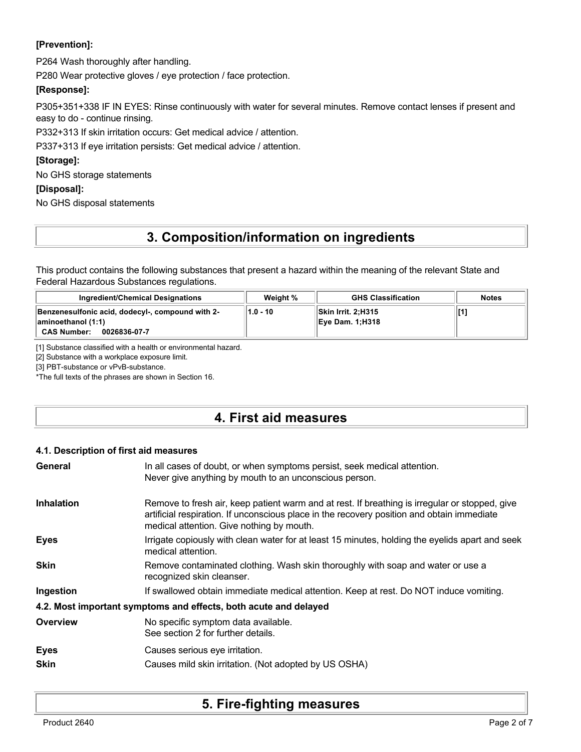**[Prevention]:**

P264 Wash thoroughly after handling.

P280 Wear protective gloves / eye protection / face protection.

**[Response]:**

P305+351+338 IF IN EYES: Rinse continuously with water for several minutes. Remove contact lenses if present and easy to do - continue rinsing.

P332+313 If skin irritation occurs: Get medical advice / attention.

P337+313 If eye irritation persists: Get medical advice / attention.

**[Storage]:**

No GHS storage statements

**[Disposal]:**

No GHS disposal statements

# 3. Composition/information on ingredients

This product contains the following substances that present a hazard within the meaning of the relevant State and Federal Hazardous Substances regulations.

| Ingredient/Chemical Designations | Weight % | GHS Classification | Notes |
|---|---|---|---|
| **Benzenesulfonic acid, dodecyl-, compound with 2-aminoethanol (1:1)** **CAS Number: 0026836-07-7** | **1.0 - 10** | **Skin Irrit. 2;H315** **Eye Dam. 1;H318** | **[1]** |

[1] Substance classified with a health or environmental hazard.

[2] Substance with a workplace exposure limit.

[3] PBT-substance or vPvB-substance.

*The full texts of the phrases are shown in Section 16.

# 4. First aid measures

### 4.1. Description of first aid measures

**General** In all cases of doubt, or when symptoms persist, seek medical attention. Never give anything by mouth to an unconscious person.

**Inhalation** Remove to fresh air, keep patient warm and at rest. If breathing is irregular or stopped, give artificial respiration. If unconscious place in the recovery position and obtain immediate medical attention. Give nothing by mouth.

**Eyes** Irrigate copiously with clean water for at least 15 minutes, holding the eyelids apart and seek medical attention.

**Skin** Remove contaminated clothing. Wash skin thoroughly with soap and water or use a recognized skin cleanser.

**Ingestion** If swallowed obtain immediate medical attention. Keep at rest. Do NOT induce vomiting.

### 4.2. Most important symptoms and effects, both acute and delayed

**Overview** No specific symptom data available. See section 2 for further details.

**Eyes** Causes serious eye irritation.

**Skin** Causes mild skin irritation. (Not adopted by US OSHA)

# 5. Fire-fighting measures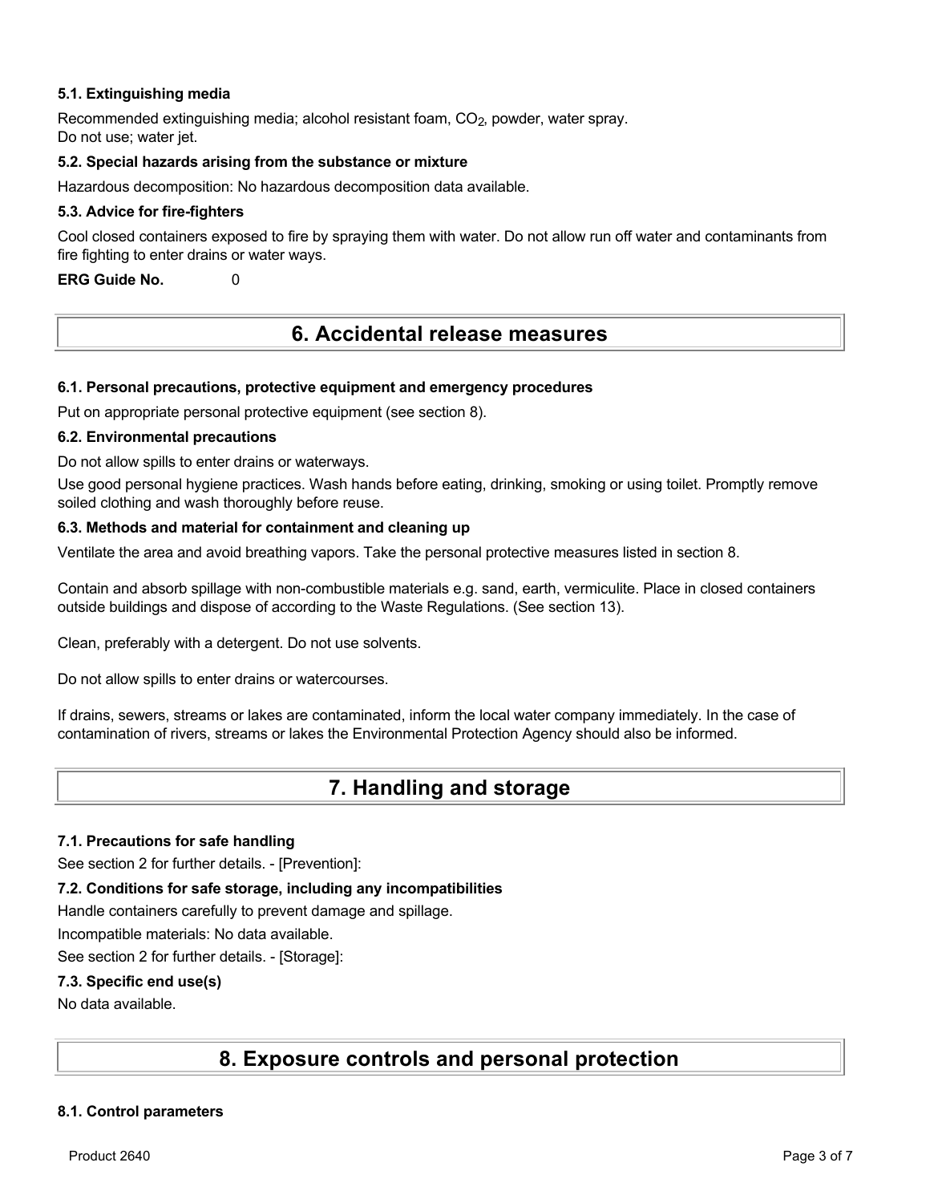### 5.1. Extinguishing media

Recommended extinguishing media; alcohol resistant foam, $CO_2$, powder, water spray.
Do not use; water jet.

### 5.2. Special hazards arising from the substance or mixture

Hazardous decomposition: No hazardous decomposition data available.

### 5.3. Advice for fire-fighters

Cool closed containers exposed to fire by spraying them with water. Do not allow run off water and contaminants from fire fighting to enter drains or water ways.

**ERG Guide No.** 0

## 6. Accidental release measures

### 6.1. Personal precautions, protective equipment and emergency procedures

Put on appropriate personal protective equipment (see section 8).

### 6.2. Environmental precautions

Do not allow spills to enter drains or waterways.

Use good personal hygiene practices. Wash hands before eating, drinking, smoking or using toilet. Promptly remove soiled clothing and wash thoroughly before reuse.

### 6.3. Methods and material for containment and cleaning up

Ventilate the area and avoid breathing vapors. Take the personal protective measures listed in section 8.

Contain and absorb spillage with non-combustible materials e.g. sand, earth, vermiculite. Place in closed containers outside buildings and dispose of according to the Waste Regulations. (See section 13).

Clean, preferably with a detergent. Do not use solvents.

Do not allow spills to enter drains or watercourses.

If drains, sewers, streams or lakes are contaminated, inform the local water company immediately. In the case of contamination of rivers, streams or lakes the Environmental Protection Agency should also be informed.

## 7. Handling and storage

### 7.1. Precautions for safe handling

See section 2 for further details. - [Prevention]:

### 7.2. Conditions for safe storage, including any incompatibilities

Handle containers carefully to prevent damage and spillage.

Incompatible materials: No data available.

See section 2 for further details. - [Storage]:

### 7.3. Specific end use(s)

No data available.

## 8. Exposure controls and personal protection

### 8.1. Control parameters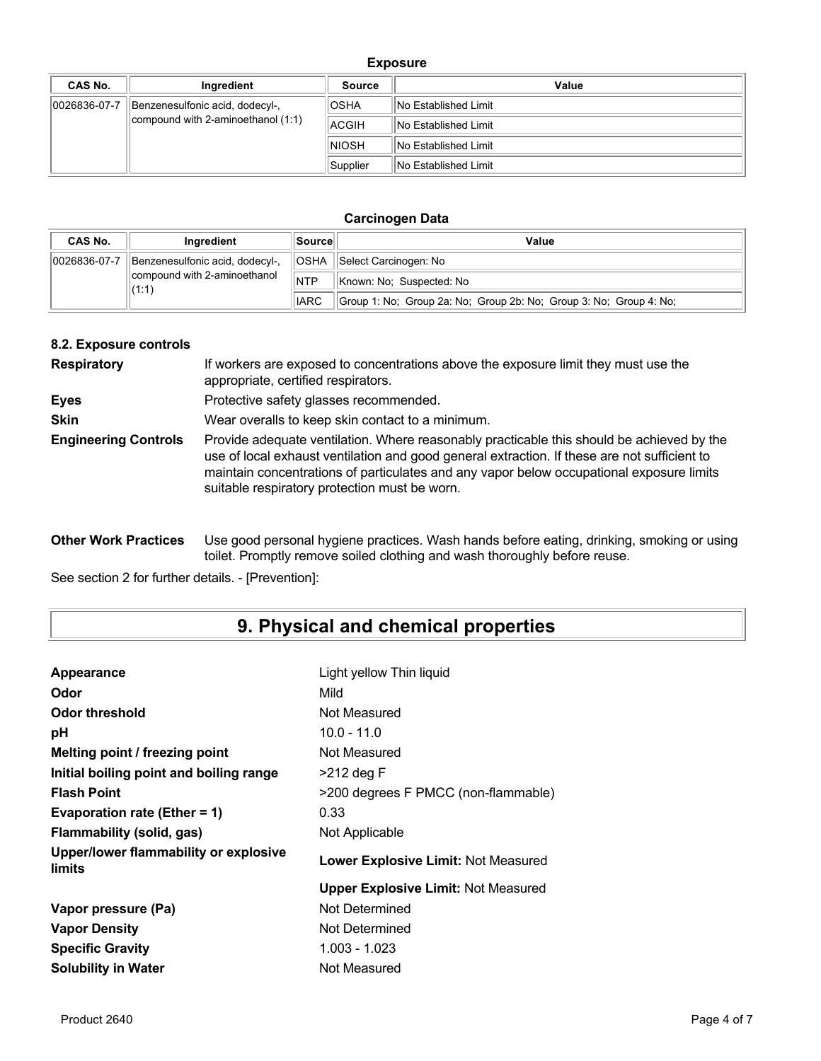**Exposure**

| CAS No. | Ingredient | Source | Value |
|---|---|---|---|
| 0026836-07-7 | Benzenesulfonic acid, dodecyl-, compound with 2-aminoethanol (1:1) | OSHA | No Established Limit |
| | | ACGIH | No Established Limit |
| | | NIOSH | No Established Limit |
| | | Supplier | No Established Limit |

**Carcinogen Data**

| CAS No. | Ingredient | Source | Value |
|---|---|---|---|
| 0026836-07-7 | Benzenesulfonic acid, dodecyl-, compound with 2-aminoethanol (1:1) | OSHA | Select Carcinogen: No |
| | | NTP | Known: No; Suspected: No |
| | | IARC | Group 1: No; Group 2a: No; Group 2b: No; Group 3: No; Group 4: No; |

### 8.2. Exposure controls

**Respiratory** If workers are exposed to concentrations above the exposure limit they must use the appropriate, certified respirators.

**Eyes** Protective safety glasses recommended.

**Skin** Wear overalls to keep skin contact to a minimum.

**Engineering Controls** Provide adequate ventilation. Where reasonably practicable this should be achieved by the use of local exhaust ventilation and good general extraction. If these are not sufficient to maintain concentrations of particulates and any vapor below occupational exposure limits suitable respiratory protection must be worn.

**Other Work Practices** Use good personal hygiene practices. Wash hands before eating, drinking, smoking or using toilet. Promptly remove soiled clothing and wash thoroughly before reuse.

See section 2 for further details. - [Prevention]:

## 9. Physical and chemical properties

| Property | Value |
|---|---|
| **Appearance** | Light yellow Thin liquid |
| **Odor** | Mild |
| **Odor threshold** | Not Measured |
| **pH** | 10.0 - 11.0 |
| **Melting point / freezing point** | Not Measured |
| **Initial boiling point and boiling range** | >212 deg F |
| **Flash Point** | >200 degrees F PMCC (non-flammable) |
| **Evaporation rate (Ether = 1)** | 0.33 |
| **Flammability (solid, gas)** | Not Applicable |
| **Upper/lower flammability or explosive limits** | **Lower Explosive Limit:** Not Measured |
| | **Upper Explosive Limit:** Not Measured |
| **Vapor pressure (Pa)** | Not Determined |
| **Vapor Density** | Not Determined |
| **Specific Gravity** | 1.003 - 1.023 |
| **Solubility in Water** | Not Measured |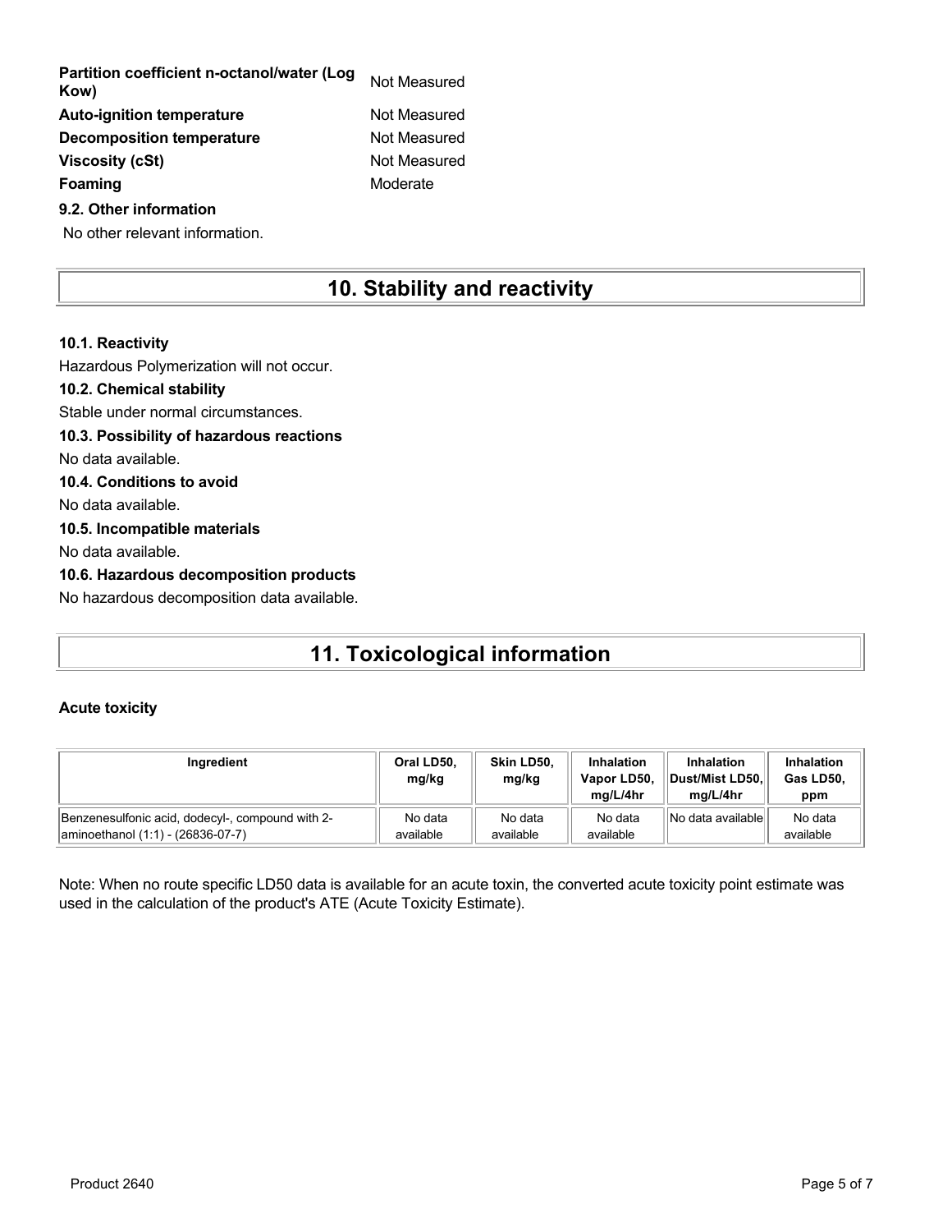| | |
|---|---|
| **Partition coefficient n-octanol/water (Log Kow)** | Not Measured |
| **Auto-ignition temperature** | Not Measured |
| **Decomposition temperature** | Not Measured |
| **Viscosity (cSt)** | Not Measured |
| **Foaming** | Moderate |

**9.2. Other information**

No other relevant information.

# 10. Stability and reactivity

**10.1. Reactivity**

Hazardous Polymerization will not occur.

**10.2. Chemical stability**

Stable under normal circumstances.

**10.3. Possibility of hazardous reactions**

No data available.

**10.4. Conditions to avoid**

No data available.

**10.5. Incompatible materials**

No data available.

**10.6. Hazardous decomposition products**

No hazardous decomposition data available.

# 11. Toxicological information

**Acute toxicity**

| Ingredient | Oral LD50, mg/kg | Skin LD50, mg/kg | Inhalation Vapor LD50, mg/L/4hr | Inhalation Dust/Mist LD50, mg/L/4hr | Inhalation Gas LD50, ppm |
|---|---|---|---|---|---|
| Benzenesulfonic acid, dodecyl-, compound with 2-aminoethanol (1:1) - (26836-07-7) | No data available | No data available | No data available | No data available | No data available |

Note: When no route specific LD50 data is available for an acute toxin, the converted acute toxicity point estimate was used in the calculation of the product's ATE (Acute Toxicity Estimate).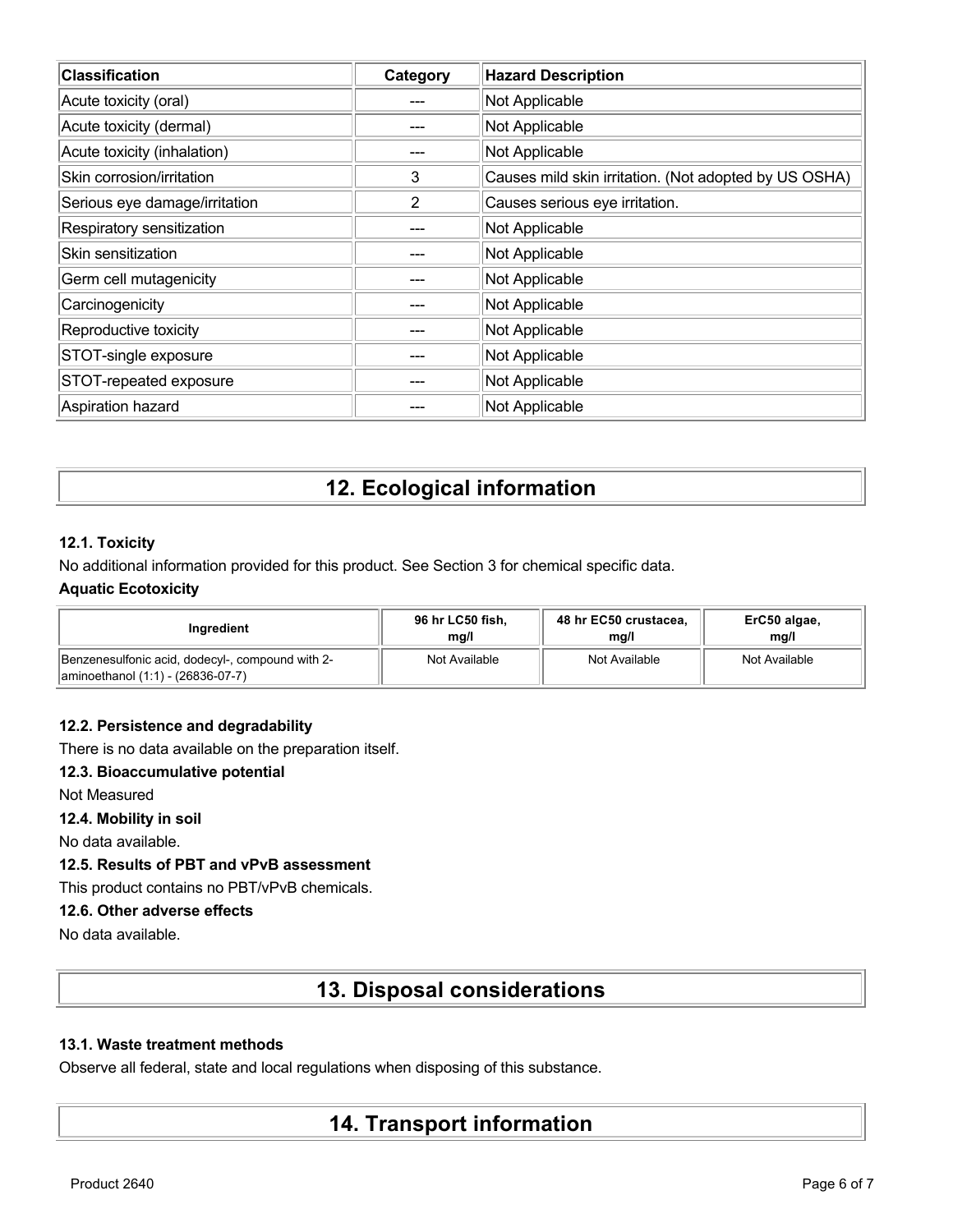| Classification | Category | Hazard Description |
| --- | --- | --- |
| Acute toxicity (oral) | --- | Not Applicable |
| Acute toxicity (dermal) | --- | Not Applicable |
| Acute toxicity (inhalation) | --- | Not Applicable |
| Skin corrosion/irritation | 3 | Causes mild skin irritation. (Not adopted by US OSHA) |
| Serious eye damage/irritation | 2 | Causes serious eye irritation. |
| Respiratory sensitization | --- | Not Applicable |
| Skin sensitization | --- | Not Applicable |
| Germ cell mutagenicity | --- | Not Applicable |
| Carcinogenicity | --- | Not Applicable |
| Reproductive toxicity | --- | Not Applicable |
| STOT-single exposure | --- | Not Applicable |
| STOT-repeated exposure | --- | Not Applicable |
| Aspiration hazard | --- | Not Applicable |

# 12. Ecological information

### 12.1. Toxicity

No additional information provided for this product. See Section 3 for chemical specific data.

**Aquatic Ecotoxicity**

| Ingredient | 96 hr LC50 fish, mg/l | 48 hr EC50 crustacea, mg/l | ErC50 algae, mg/l |
| --- | --- | --- | --- |
| Benzenesulfonic acid, dodecyl-, compound with 2-aminoethanol (1:1) - (26836-07-7) | Not Available | Not Available | Not Available |

### 12.2. Persistence and degradability

There is no data available on the preparation itself.

### 12.3. Bioaccumulative potential

Not Measured

### 12.4. Mobility in soil

No data available.

### 12.5. Results of PBT and vPvB assessment

This product contains no PBT/vPvB chemicals.

### 12.6. Other adverse effects

No data available.

# 13. Disposal considerations

### 13.1. Waste treatment methods

Observe all federal, state and local regulations when disposing of this substance.

# 14. Transport information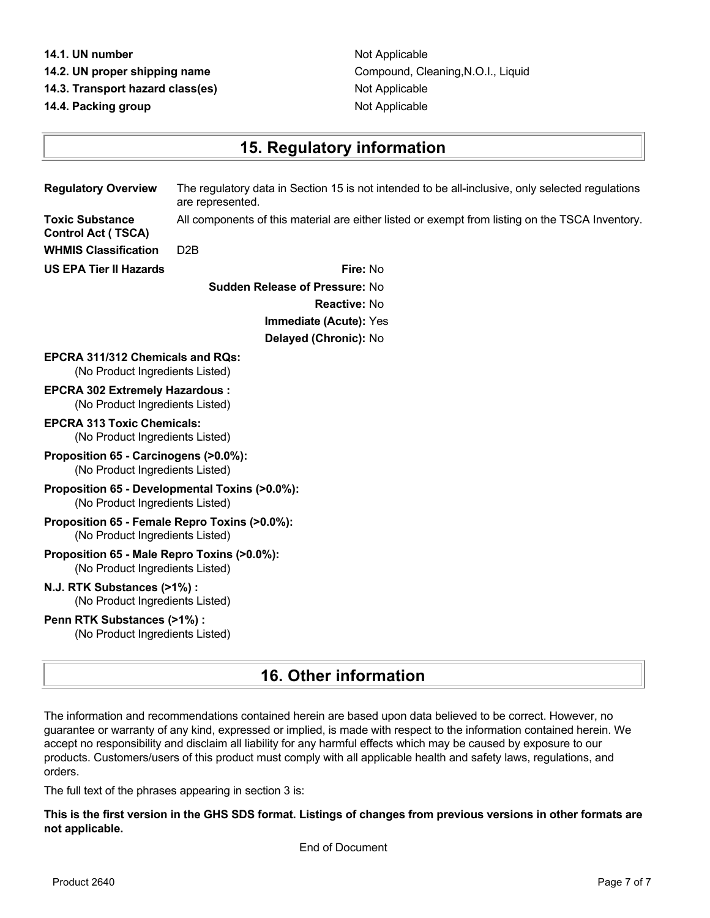**14.1. UN number** Not Applicable

**14.2. UN proper shipping name** Compound, Cleaning,N.O.I., Liquid

**14.3. Transport hazard class(es)** Not Applicable

**14.4. Packing group** Not Applicable

## 15. Regulatory information

**Regulatory Overview** The regulatory data in Section 15 is not intended to be all-inclusive, only selected regulations are represented.

**Toxic Substance Control Act ( TSCA)** All components of this material are either listed or exempt from listing on the TSCA Inventory.

**WHMIS Classification** D2B

**US EPA Tier II Hazards**

**Fire:** No

**Sudden Release of Pressure:** No

**Reactive:** No

**Immediate (Acute):** Yes

**Delayed (Chronic):** No

**EPCRA 311/312 Chemicals and RQs:**
(No Product Ingredients Listed)

**EPCRA 302 Extremely Hazardous :**
(No Product Ingredients Listed)

**EPCRA 313 Toxic Chemicals:**
(No Product Ingredients Listed)

**Proposition 65 - Carcinogens (>0.0%):**
(No Product Ingredients Listed)

**Proposition 65 - Developmental Toxins (>0.0%):**
(No Product Ingredients Listed)

**Proposition 65 - Female Repro Toxins (>0.0%):**
(No Product Ingredients Listed)

**Proposition 65 - Male Repro Toxins (>0.0%):**
(No Product Ingredients Listed)

**N.J. RTK Substances (>1%) :**
(No Product Ingredients Listed)

**Penn RTK Substances (>1%) :**
(No Product Ingredients Listed)

## 16. Other information

The information and recommendations contained herein are based upon data believed to be correct. However, no guarantee or warranty of any kind, expressed or implied, is made with respect to the information contained herein. We accept no responsibility and disclaim all liability for any harmful effects which may be caused by exposure to our products. Customers/users of this product must comply with all applicable health and safety laws, regulations, and orders.

The full text of the phrases appearing in section 3 is:

**This is the first version in the GHS SDS format. Listings of changes from previous versions in other formats are not applicable.**

End of Document